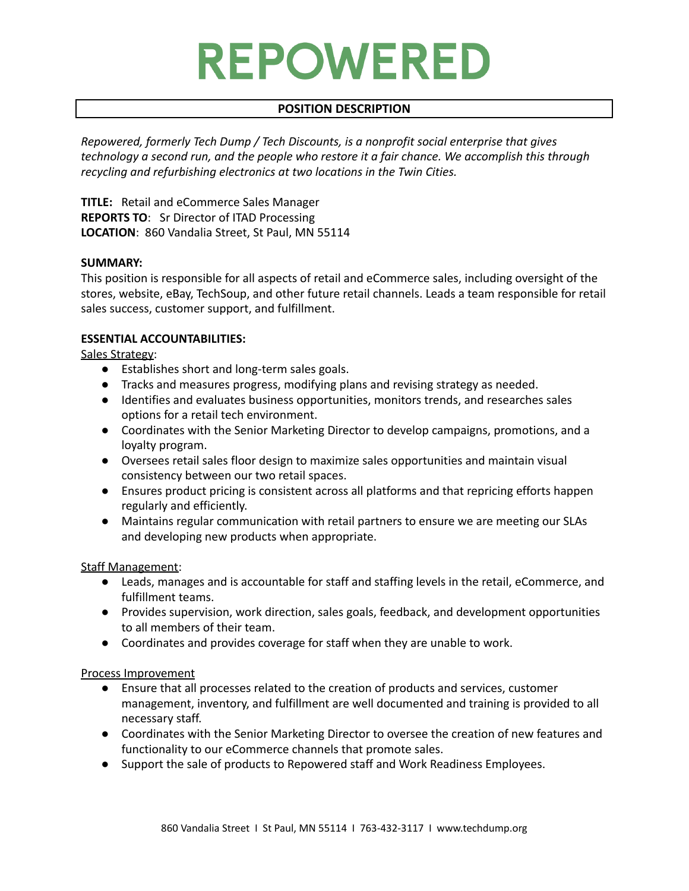# REPOWERED

## POSITION DESCRIPTION

*Repowered, formerly Tech Dump / Tech Discounts, is a nonprofit social enterprise that gives technology a second run, and the people who restore it a fair chance. We accomplish this through recycling and refurbishing electronics at two locations in the Twin Cities.*

**TITLE:** Retail and eCommerce Sales Manager
**REPORTS TO**: Sr Director of ITAD Processing
**LOCATION**: 860 Vandalia Street, St Paul, MN 55114

**SUMMARY:**
This position is responsible for all aspects of retail and eCommerce sales, including oversight of the stores, website, eBay, TechSoup, and other future retail channels. Leads a team responsible for retail sales success, customer support, and fulfillment.

**ESSENTIAL ACCOUNTABILITIES:**

Sales Strategy:

- Establishes short and long-term sales goals.
- Tracks and measures progress, modifying plans and revising strategy as needed.
- Identifies and evaluates business opportunities, monitors trends, and researches sales options for a retail tech environment.
- Coordinates with the Senior Marketing Director to develop campaigns, promotions, and a loyalty program.
- Oversees retail sales floor design to maximize sales opportunities and maintain visual consistency between our two retail spaces.
- Ensures product pricing is consistent across all platforms and that repricing efforts happen regularly and efficiently.
- Maintains regular communication with retail partners to ensure we are meeting our SLAs and developing new products when appropriate.

Staff Management:

- Leads, manages and is accountable for staff and staffing levels in the retail, eCommerce, and fulfillment teams.
- Provides supervision, work direction, sales goals, feedback, and development opportunities to all members of their team.
- Coordinates and provides coverage for staff when they are unable to work.

Process Improvement

- Ensure that all processes related to the creation of products and services, customer management, inventory, and fulfillment are well documented and training is provided to all necessary staff.
- Coordinates with the Senior Marketing Director to oversee the creation of new features and functionality to our eCommerce channels that promote sales.
- Support the sale of products to Repowered staff and Work Readiness Employees.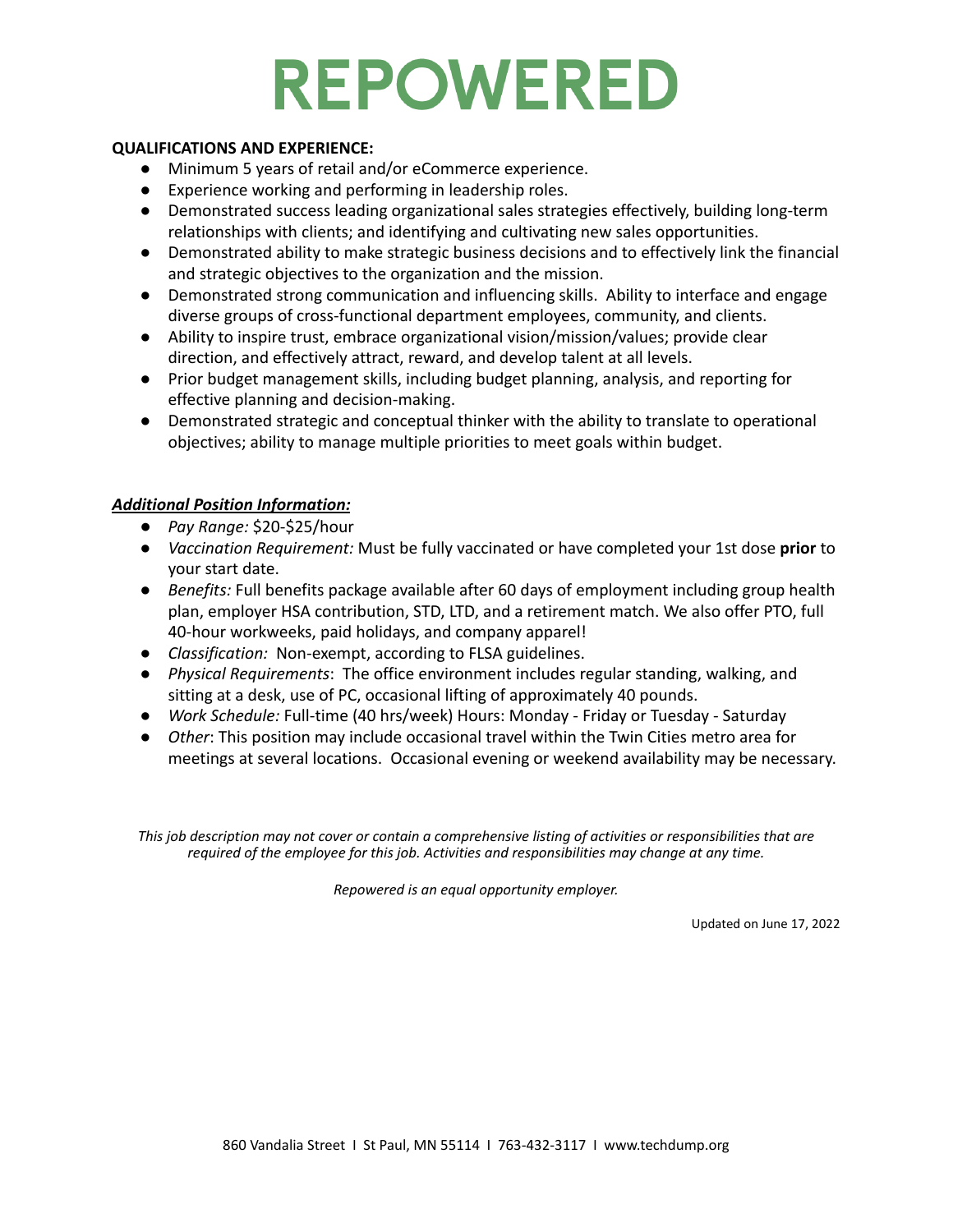**QUALIFICATIONS AND EXPERIENCE:**

- Minimum 5 years of retail and/or eCommerce experience.
- Experience working and performing in leadership roles.
- Demonstrated success leading organizational sales strategies effectively, building long-term relationships with clients; and identifying and cultivating new sales opportunities.
- Demonstrated ability to make strategic business decisions and to effectively link the financial and strategic objectives to the organization and the mission.
- Demonstrated strong communication and influencing skills. Ability to interface and engage diverse groups of cross-functional department employees, community, and clients.
- Ability to inspire trust, embrace organizational vision/mission/values; provide clear direction, and effectively attract, reward, and develop talent at all levels.
- Prior budget management skills, including budget planning, analysis, and reporting for effective planning and decision-making.
- Demonstrated strategic and conceptual thinker with the ability to translate to operational objectives; ability to manage multiple priorities to meet goals within budget.

***Additional Position Information:***

- *Pay Range:* $20-$25/hour
- *Vaccination Requirement:* Must be fully vaccinated or have completed your 1st dose **prior** to your start date.
- *Benefits:* Full benefits package available after 60 days of employment including group health plan, employer HSA contribution, STD, LTD, and a retirement match. We also offer PTO, full 40-hour workweeks, paid holidays, and company apparel!
- *Classification:* Non-exempt, according to FLSA guidelines.
- *Physical Requirements*: The office environment includes regular standing, walking, and sitting at a desk, use of PC, occasional lifting of approximately 40 pounds.
- *Work Schedule:* Full-time (40 hrs/week) Hours: Monday - Friday or Tuesday - Saturday
- *Other*: This position may include occasional travel within the Twin Cities metro area for meetings at several locations. Occasional evening or weekend availability may be necessary.

*This job description may not cover or contain a comprehensive listing of activities or responsibilities that are required of the employee for this job. Activities and responsibilities may change at any time.*

*Repowered is an equal opportunity employer.*

Updated on June 17, 2022